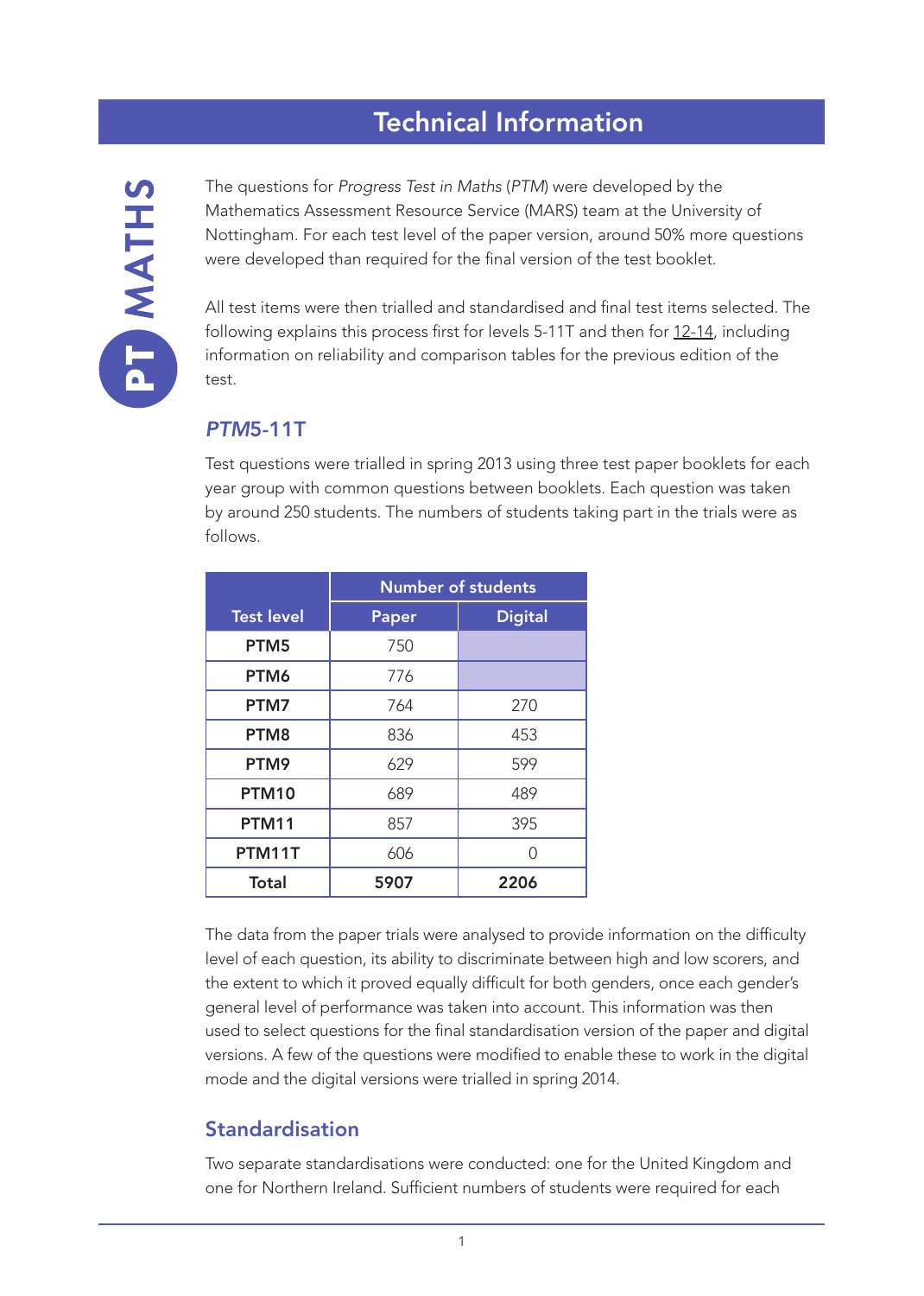# Technical Information

The questions for *Progress Test in Maths* (*PTM*) were developed by the Mathematics Assessment Resource Service (MARS) team at the University of Nottingham. For each test level of the paper version, around 50% more questions were developed than required for the final version of the test booklet.

All test items were then trialled and standardised and final test items selected. The following explains this process first for levels 5-11T and then for 12-14, including information on reliability and comparison tables for the previous edition of the test.

## *PTM*5-11T

Test questions were trialled in spring 2013 using three test paper booklets for each year group with common questions between booklets. Each question was taken by around 250 students. The numbers of students taking part in the trials were as follows.

| Test level | Number of students | |
|---|---|---|
| | Paper | Digital |
| PTM5 | 750 | |
| PTM6 | 776 | |
| PTM7 | 764 | 270 |
| PTM8 | 836 | 453 |
| PTM9 | 629 | 599 |
| PTM10 | 689 | 489 |
| PTM11 | 857 | 395 |
| PTM11T | 606 | 0 |
| **Total** | **5907** | **2206** |

The data from the paper trials were analysed to provide information on the difficulty level of each question, its ability to discriminate between high and low scorers, and the extent to which it proved equally difficult for both genders, once each gender's general level of performance was taken into account. This information was then used to select questions for the final standardisation version of the paper and digital versions. A few of the questions were modified to enable these to work in the digital mode and the digital versions were trialled in spring 2014.

## Standardisation

Two separate standardisations were conducted: one for the United Kingdom and one for Northern Ireland. Sufficient numbers of students were required for each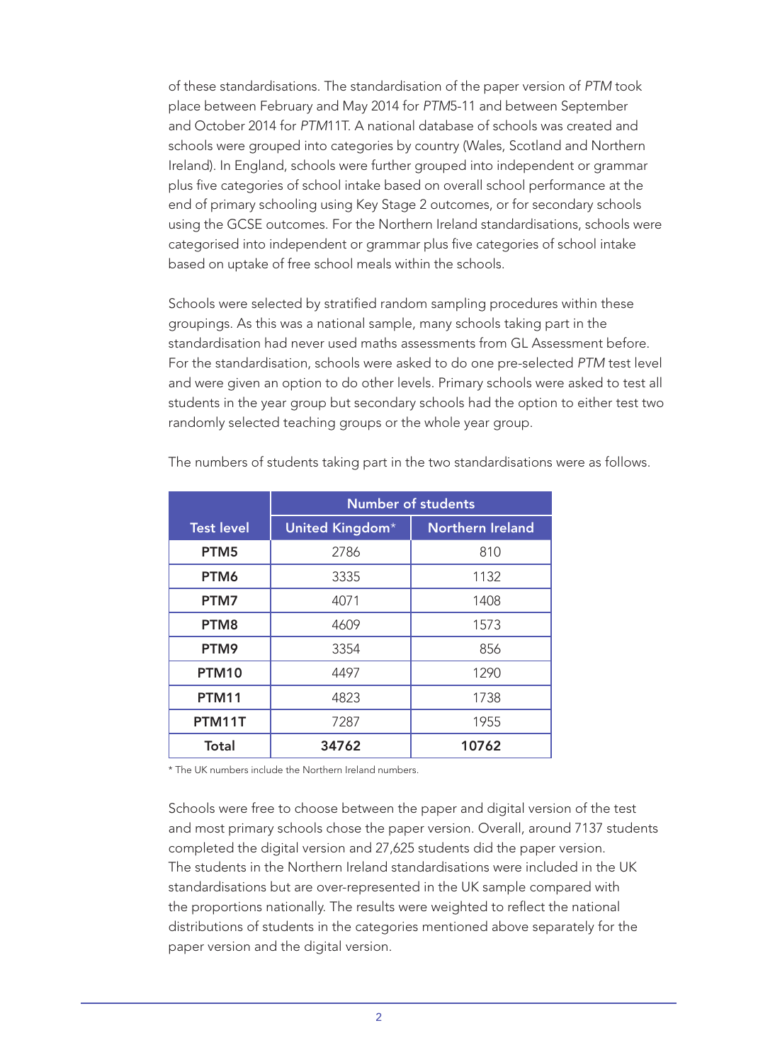of these standardisations. The standardisation of the paper version of *PTM* took place between February and May 2014 for *PTM*5-11 and between September and October 2014 for *PTM*11T. A national database of schools was created and schools were grouped into categories by country (Wales, Scotland and Northern Ireland). In England, schools were further grouped into independent or grammar plus five categories of school intake based on overall school performance at the end of primary schooling using Key Stage 2 outcomes, or for secondary schools using the GCSE outcomes. For the Northern Ireland standardisations, schools were categorised into independent or grammar plus five categories of school intake based on uptake of free school meals within the schools.

Schools were selected by stratified random sampling procedures within these groupings. As this was a national sample, many schools taking part in the standardisation had never used maths assessments from GL Assessment before. For the standardisation, schools were asked to do one pre-selected *PTM* test level and were given an option to do other levels. Primary schools were asked to test all students in the year group but secondary schools had the option to either test two randomly selected teaching groups or the whole year group.

The numbers of students taking part in the two standardisations were as follows.

| Test level | Number of students | |
|---|---|---|
| | United Kingdom* | Northern Ireland |
| **PTM5** | 2786 | 810 |
| **PTM6** | 3335 | 1132 |
| **PTM7** | 4071 | 1408 |
| **PTM8** | 4609 | 1573 |
| **PTM9** | 3354 | 856 |
| **PTM10** | 4497 | 1290 |
| **PTM11** | 4823 | 1738 |
| **PTM11T** | 7287 | 1955 |
| **Total** | **34762** | **10762** |

* The UK numbers include the Northern Ireland numbers.

Schools were free to choose between the paper and digital version of the test and most primary schools chose the paper version. Overall, around 7137 students completed the digital version and 27,625 students did the paper version. The students in the Northern Ireland standardisations were included in the UK standardisations but are over-represented in the UK sample compared with the proportions nationally. The results were weighted to reflect the national distributions of students in the categories mentioned above separately for the paper version and the digital version.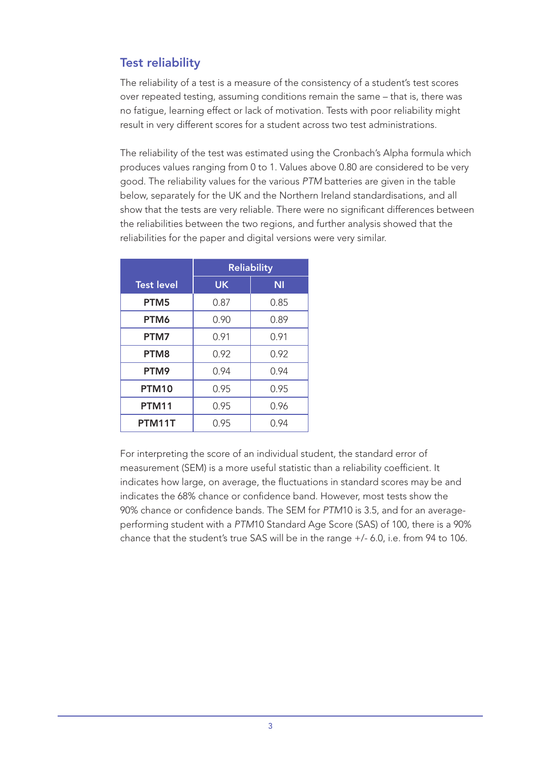## Test reliability

The reliability of a test is a measure of the consistency of a student's test scores over repeated testing, assuming conditions remain the same – that is, there was no fatigue, learning effect or lack of motivation. Tests with poor reliability might result in very different scores for a student across two test administrations.

The reliability of the test was estimated using the Cronbach's Alpha formula which produces values ranging from 0 to 1. Values above 0.80 are considered to be very good. The reliability values for the various *PTM* batteries are given in the table below, separately for the UK and the Northern Ireland standardisations, and all show that the tests are very reliable. There were no significant differences between the reliabilities between the two regions, and further analysis showed that the reliabilities for the paper and digital versions were very similar.

| Test level | Reliability | |
|---|---|---|
| | UK | NI |
| **PTM5** | 0.87 | 0.85 |
| **PTM6** | 0.90 | 0.89 |
| **PTM7** | 0.91 | 0.91 |
| **PTM8** | 0.92 | 0.92 |
| **PTM9** | 0.94 | 0.94 |
| **PTM10** | 0.95 | 0.95 |
| **PTM11** | 0.95 | 0.96 |
| **PTM11T** | 0.95 | 0.94 |

For interpreting the score of an individual student, the standard error of measurement (SEM) is a more useful statistic than a reliability coefficient. It indicates how large, on average, the fluctuations in standard scores may be and indicates the 68% chance or confidence band. However, most tests show the 90% chance or confidence bands. The SEM for *PTM*10 is 3.5, and for an average-performing student with a *PTM*10 Standard Age Score (SAS) of 100, there is a 90% chance that the student's true SAS will be in the range +/- 6.0, i.e. from 94 to 106.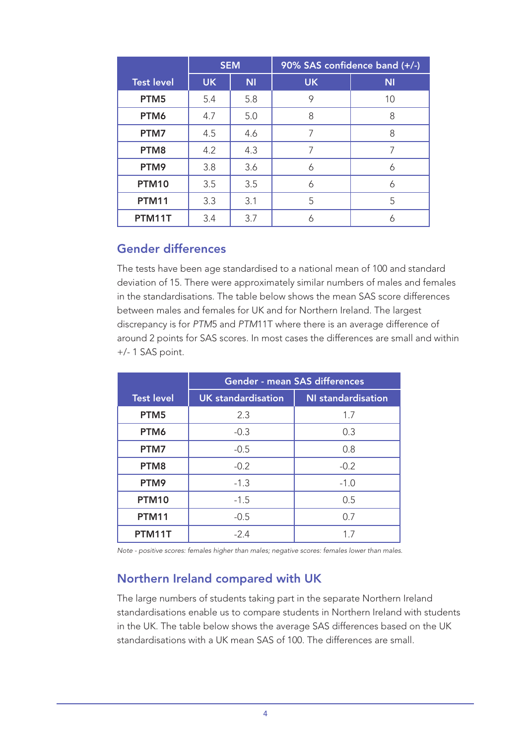| Test level | SEM | | 90% SAS confidence band (+/-) | |
|---|---|---|---|---|
| | UK | NI | UK | NI |
| PTM5 | 5.4 | 5.8 | 9 | 10 |
| PTM6 | 4.7 | 5.0 | 8 | 8 |
| PTM7 | 4.5 | 4.6 | 7 | 8 |
| PTM8 | 4.2 | 4.3 | 7 | 7 |
| PTM9 | 3.8 | 3.6 | 6 | 6 |
| PTM10 | 3.5 | 3.5 | 6 | 6 |
| PTM11 | 3.3 | 3.1 | 5 | 5 |
| PTM11T | 3.4 | 3.7 | 6 | 6 |

## Gender differences

The tests have been age standardised to a national mean of 100 and standard deviation of 15. There were approximately similar numbers of males and females in the standardisations. The table below shows the mean SAS score differences between males and females for UK and for Northern Ireland. The largest discrepancy is for *PTM*5 and *PTM*11T where there is an average difference of around 2 points for SAS scores. In most cases the differences are small and within +/- 1 SAS point.

| Test level | Gender - mean SAS differences | |
|---|---|---|
| | UK standardisation | NI standardisation |
| PTM5 | 2.3 | 1.7 |
| PTM6 | -0.3 | 0.3 |
| PTM7 | -0.5 | 0.8 |
| PTM8 | -0.2 | -0.2 |
| PTM9 | -1.3 | -1.0 |
| PTM10 | -1.5 | 0.5 |
| PTM11 | -0.5 | 0.7 |
| PTM11T | -2.4 | 1.7 |

*Note - positive scores: females higher than males; negative scores: females lower than males.*

## Northern Ireland compared with UK

The large numbers of students taking part in the separate Northern Ireland standardisations enable us to compare students in Northern Ireland with students in the UK. The table below shows the average SAS differences based on the UK standardisations with a UK mean SAS of 100. The differences are small.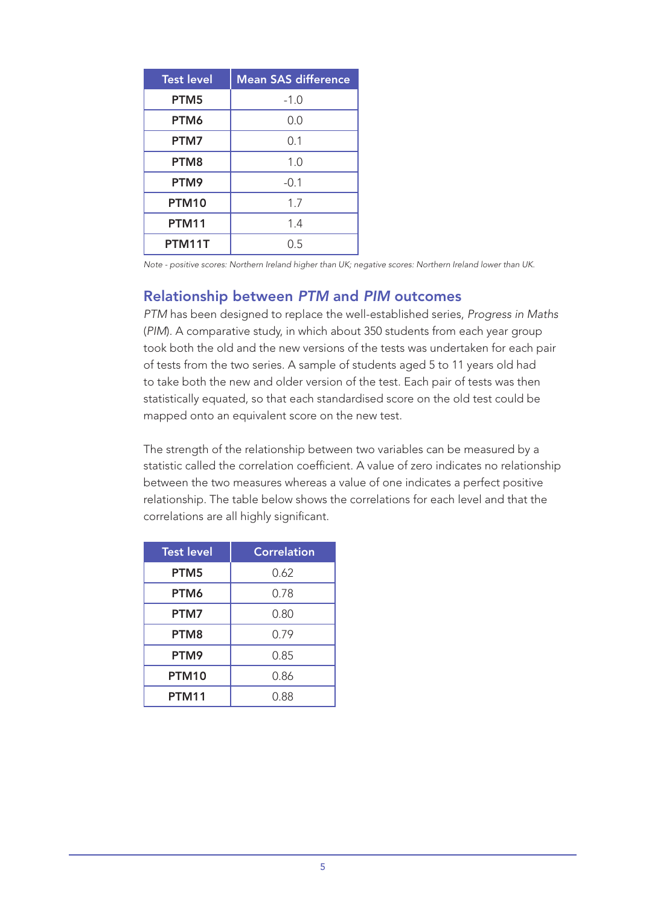| Test level | Mean SAS difference |
| --- | --- |
| **PTM5** | -1.0 |
| **PTM6** | 0.0 |
| **PTM7** | 0.1 |
| **PTM8** | 1.0 |
| **PTM9** | -0.1 |
| **PTM10** | 1.7 |
| **PTM11** | 1.4 |
| **PTM11T** | 0.5 |

*Note - positive scores: Northern Ireland higher than UK; negative scores: Northern Ireland lower than UK.*

## Relationship between *PTM* and *PIM* outcomes

*PTM* has been designed to replace the well-established series, *Progress in Maths* (*PIM*). A comparative study, in which about 350 students from each year group took both the old and the new versions of the tests was undertaken for each pair of tests from the two series. A sample of students aged 5 to 11 years old had to take both the new and older version of the test. Each pair of tests was then statistically equated, so that each standardised score on the old test could be mapped onto an equivalent score on the new test.

The strength of the relationship between two variables can be measured by a statistic called the correlation coefficient. A value of zero indicates no relationship between the two measures whereas a value of one indicates a perfect positive relationship. The table below shows the correlations for each level and that the correlations are all highly significant.

| Test level | Correlation |
| --- | --- |
| **PTM5** | 0.62 |
| **PTM6** | 0.78 |
| **PTM7** | 0.80 |
| **PTM8** | 0.79 |
| **PTM9** | 0.85 |
| **PTM10** | 0.86 |
| **PTM11** | 0.88 |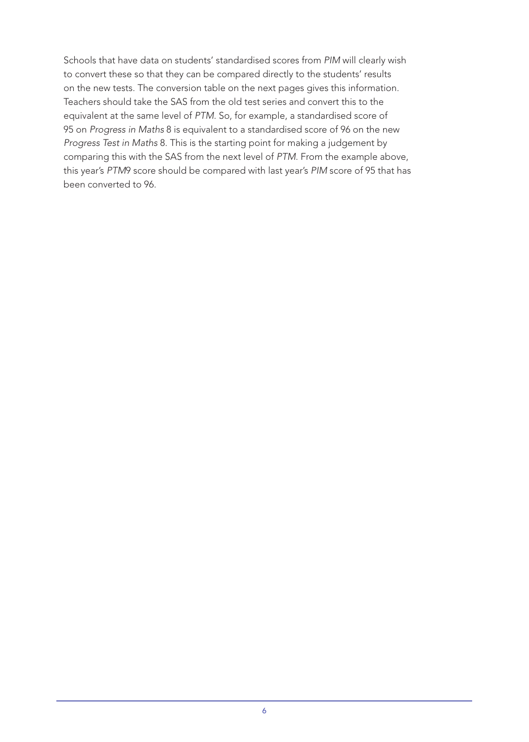Schools that have data on students' standardised scores from *PIM* will clearly wish to convert these so that they can be compared directly to the students' results on the new tests. The conversion table on the next pages gives this information. Teachers should take the SAS from the old test series and convert this to the equivalent at the same level of *PTM*. So, for example, a standardised score of 95 on *Progress in Maths* 8 is equivalent to a standardised score of 96 on the new *Progress Test in Maths* 8. This is the starting point for making a judgement by comparing this with the SAS from the next level of *PTM*. From the example above, this year's *PTM*9 score should be compared with last year's *PIM* score of 95 that has been converted to 96.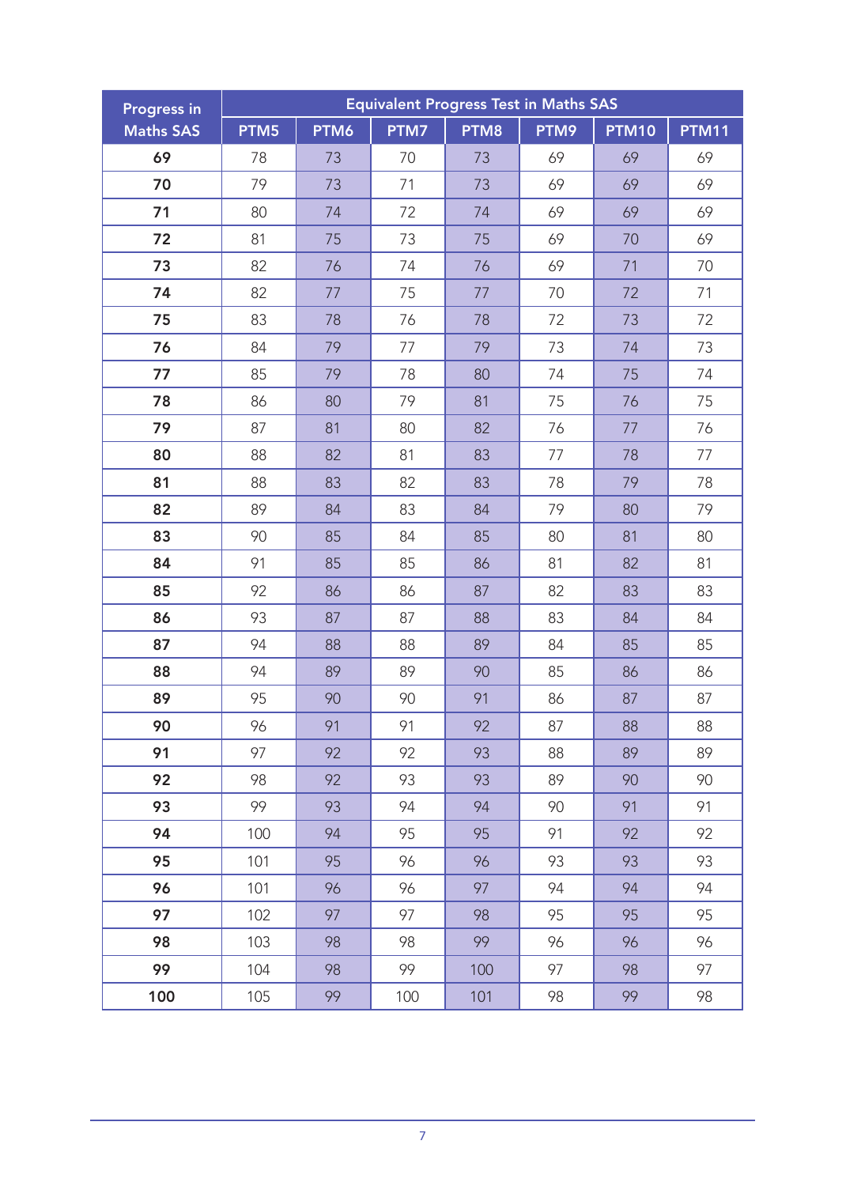| Progress in Maths SAS | Equivalent Progress Test in Maths SAS | | | | | | |
|---|---|---|---|---|---|---|---|
| | PTM5 | PTM6 | PTM7 | PTM8 | PTM9 | PTM10 | PTM11 |
| **69** | 78 | 73 | 70 | 73 | 69 | 69 | 69 |
| **70** | 79 | 73 | 71 | 73 | 69 | 69 | 69 |
| **71** | 80 | 74 | 72 | 74 | 69 | 69 | 69 |
| **72** | 81 | 75 | 73 | 75 | 69 | 70 | 69 |
| **73** | 82 | 76 | 74 | 76 | 69 | 71 | 70 |
| **74** | 82 | 77 | 75 | 77 | 70 | 72 | 71 |
| **75** | 83 | 78 | 76 | 78 | 72 | 73 | 72 |
| **76** | 84 | 79 | 77 | 79 | 73 | 74 | 73 |
| **77** | 85 | 79 | 78 | 80 | 74 | 75 | 74 |
| **78** | 86 | 80 | 79 | 81 | 75 | 76 | 75 |
| **79** | 87 | 81 | 80 | 82 | 76 | 77 | 76 |
| **80** | 88 | 82 | 81 | 83 | 77 | 78 | 77 |
| **81** | 88 | 83 | 82 | 83 | 78 | 79 | 78 |
| **82** | 89 | 84 | 83 | 84 | 79 | 80 | 79 |
| **83** | 90 | 85 | 84 | 85 | 80 | 81 | 80 |
| **84** | 91 | 85 | 85 | 86 | 81 | 82 | 81 |
| **85** | 92 | 86 | 86 | 87 | 82 | 83 | 83 |
| **86** | 93 | 87 | 87 | 88 | 83 | 84 | 84 |
| **87** | 94 | 88 | 88 | 89 | 84 | 85 | 85 |
| **88** | 94 | 89 | 89 | 90 | 85 | 86 | 86 |
| **89** | 95 | 90 | 90 | 91 | 86 | 87 | 87 |
| **90** | 96 | 91 | 91 | 92 | 87 | 88 | 88 |
| **91** | 97 | 92 | 92 | 93 | 88 | 89 | 89 |
| **92** | 98 | 92 | 93 | 93 | 89 | 90 | 90 |
| **93** | 99 | 93 | 94 | 94 | 90 | 91 | 91 |
| **94** | 100 | 94 | 95 | 95 | 91 | 92 | 92 |
| **95** | 101 | 95 | 96 | 96 | 93 | 93 | 93 |
| **96** | 101 | 96 | 96 | 97 | 94 | 94 | 94 |
| **97** | 102 | 97 | 97 | 98 | 95 | 95 | 95 |
| **98** | 103 | 98 | 98 | 99 | 96 | 96 | 96 |
| **99** | 104 | 98 | 99 | 100 | 97 | 98 | 97 |
| **100** | 105 | 99 | 100 | 101 | 98 | 99 | 98 |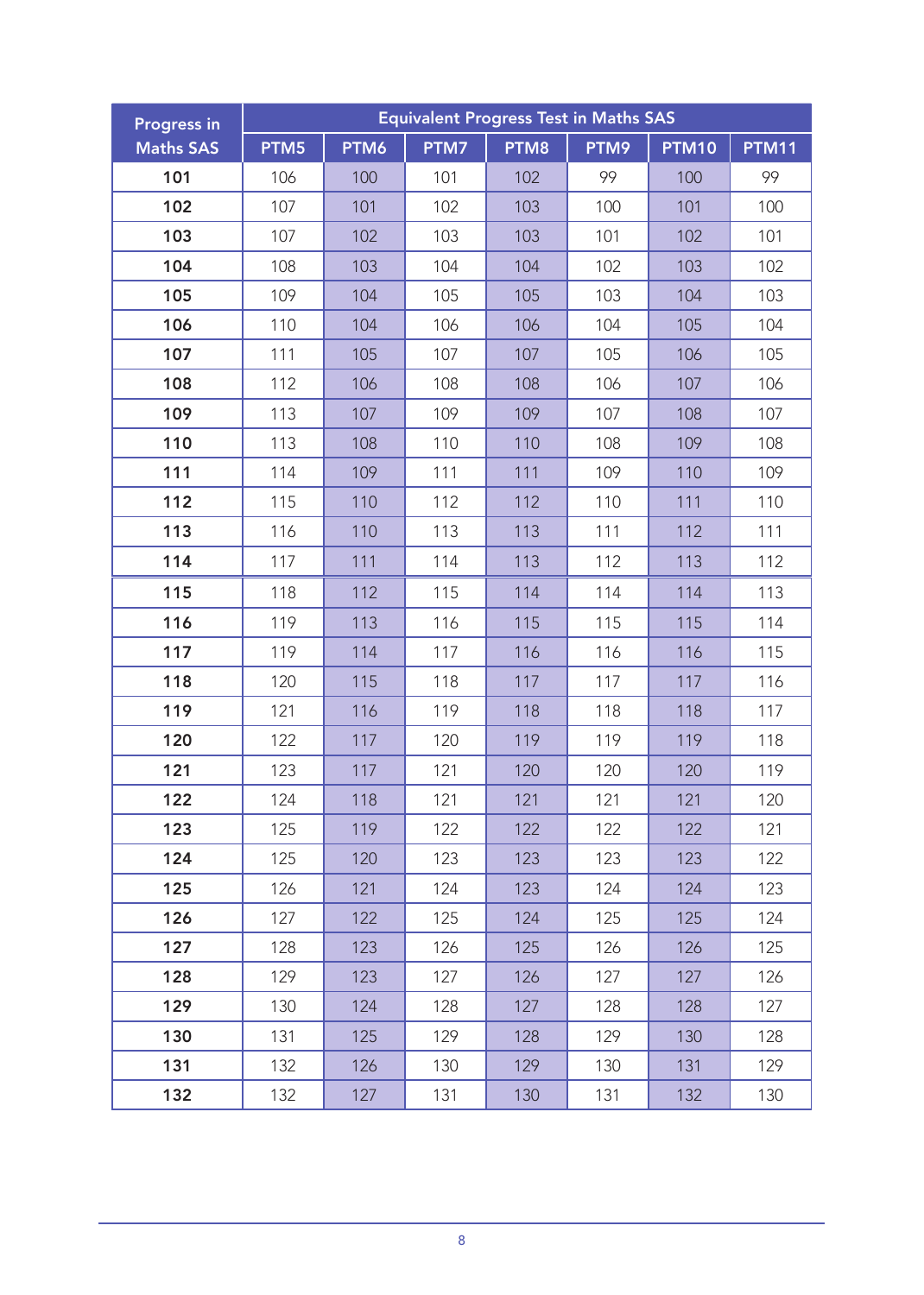| Progress in Maths SAS | Equivalent Progress Test in Maths SAS | | | | | | |
|---|---|---|---|---|---|---|---|
| | PTM5 | PTM6 | PTM7 | PTM8 | PTM9 | PTM10 | PTM11 |
| **101** | 106 | 100 | 101 | 102 | 99 | 100 | 99 |
| **102** | 107 | 101 | 102 | 103 | 100 | 101 | 100 |
| **103** | 107 | 102 | 103 | 103 | 101 | 102 | 101 |
| **104** | 108 | 103 | 104 | 104 | 102 | 103 | 102 |
| **105** | 109 | 104 | 105 | 105 | 103 | 104 | 103 |
| **106** | 110 | 104 | 106 | 106 | 104 | 105 | 104 |
| **107** | 111 | 105 | 107 | 107 | 105 | 106 | 105 |
| **108** | 112 | 106 | 108 | 108 | 106 | 107 | 106 |
| **109** | 113 | 107 | 109 | 109 | 107 | 108 | 107 |
| **110** | 113 | 108 | 110 | 110 | 108 | 109 | 108 |
| **111** | 114 | 109 | 111 | 111 | 109 | 110 | 109 |
| **112** | 115 | 110 | 112 | 112 | 110 | 111 | 110 |
| **113** | 116 | 110 | 113 | 113 | 111 | 112 | 111 |
| **114** | 117 | 111 | 114 | 113 | 112 | 113 | 112 |
| **115** | 118 | 112 | 115 | 114 | 114 | 114 | 113 |
| **116** | 119 | 113 | 116 | 115 | 115 | 115 | 114 |
| **117** | 119 | 114 | 117 | 116 | 116 | 116 | 115 |
| **118** | 120 | 115 | 118 | 117 | 117 | 117 | 116 |
| **119** | 121 | 116 | 119 | 118 | 118 | 118 | 117 |
| **120** | 122 | 117 | 120 | 119 | 119 | 119 | 118 |
| **121** | 123 | 117 | 121 | 120 | 120 | 120 | 119 |
| **122** | 124 | 118 | 121 | 121 | 121 | 121 | 120 |
| **123** | 125 | 119 | 122 | 122 | 122 | 122 | 121 |
| **124** | 125 | 120 | 123 | 123 | 123 | 123 | 122 |
| **125** | 126 | 121 | 124 | 123 | 124 | 124 | 123 |
| **126** | 127 | 122 | 125 | 124 | 125 | 125 | 124 |
| **127** | 128 | 123 | 126 | 125 | 126 | 126 | 125 |
| **128** | 129 | 123 | 127 | 126 | 127 | 127 | 126 |
| **129** | 130 | 124 | 128 | 127 | 128 | 128 | 127 |
| **130** | 131 | 125 | 129 | 128 | 129 | 130 | 128 |
| **131** | 132 | 126 | 130 | 129 | 130 | 131 | 129 |
| **132** | 132 | 127 | 131 | 130 | 131 | 132 | 130 |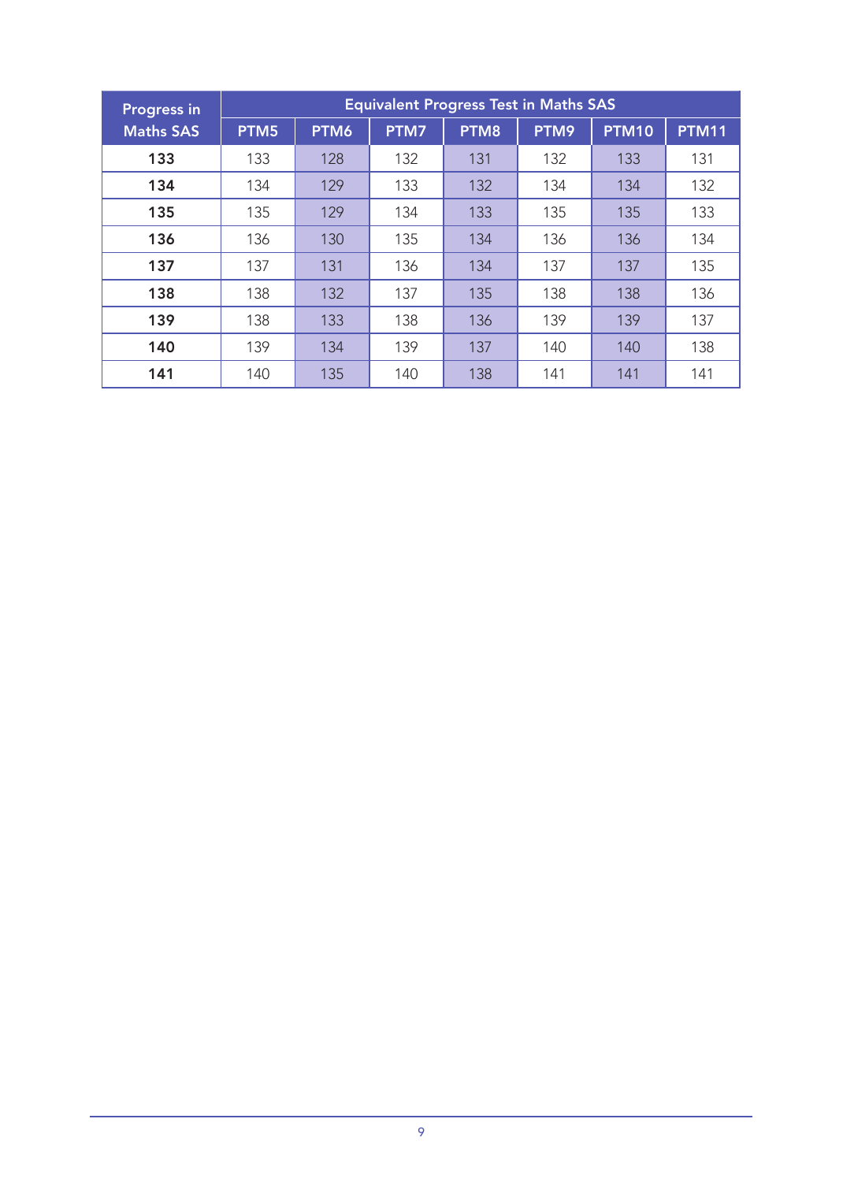| Progress in Maths SAS | Equivalent Progress Test in Maths SAS | | | | | | |
|---|---|---|---|---|---|---|---|
| | PTM5 | PTM6 | PTM7 | PTM8 | PTM9 | PTM10 | PTM11 |
| **133** | 133 | 128 | 132 | 131 | 132 | 133 | 131 |
| **134** | 134 | 129 | 133 | 132 | 134 | 134 | 132 |
| **135** | 135 | 129 | 134 | 133 | 135 | 135 | 133 |
| **136** | 136 | 130 | 135 | 134 | 136 | 136 | 134 |
| **137** | 137 | 131 | 136 | 134 | 137 | 137 | 135 |
| **138** | 138 | 132 | 137 | 135 | 138 | 138 | 136 |
| **139** | 138 | 133 | 138 | 136 | 139 | 139 | 137 |
| **140** | 139 | 134 | 139 | 137 | 140 | 140 | 138 |
| **141** | 140 | 135 | 140 | 138 | 141 | 141 | 141 |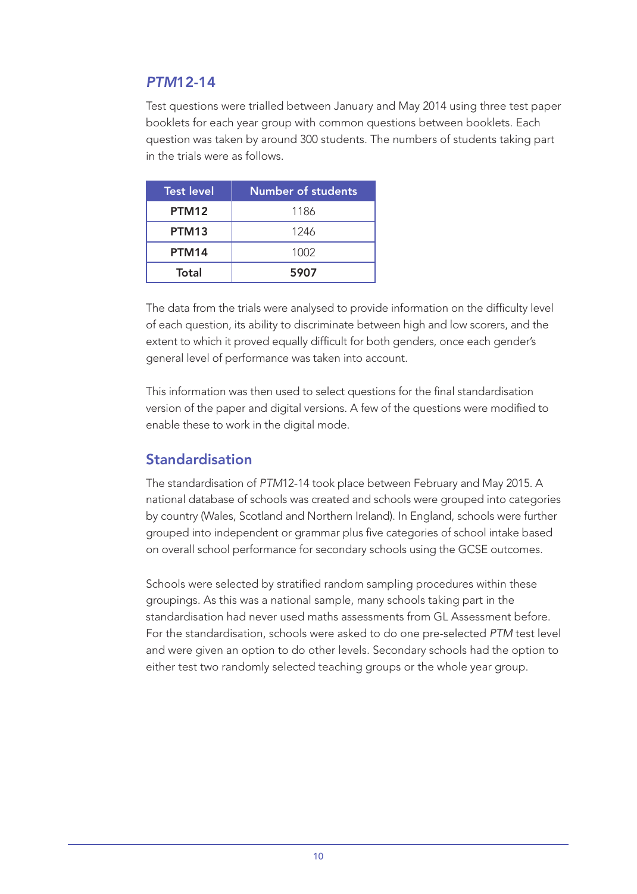## *PTM*12-14

Test questions were trialled between January and May 2014 using three test paper booklets for each year group with common questions between booklets. Each question was taken by around 300 students. The numbers of students taking part in the trials were as follows.

| Test level | Number of students |
|---|---|
| **PTM12** | 1186 |
| **PTM13** | 1246 |
| **PTM14** | 1002 |
| **Total** | **5907** |

The data from the trials were analysed to provide information on the difficulty level of each question, its ability to discriminate between high and low scorers, and the extent to which it proved equally difficult for both genders, once each gender's general level of performance was taken into account.

This information was then used to select questions for the final standardisation version of the paper and digital versions. A few of the questions were modified to enable these to work in the digital mode.

## Standardisation

The standardisation of *PTM*12-14 took place between February and May 2015. A national database of schools was created and schools were grouped into categories by country (Wales, Scotland and Northern Ireland). In England, schools were further grouped into independent or grammar plus five categories of school intake based on overall school performance for secondary schools using the GCSE outcomes.

Schools were selected by stratified random sampling procedures within these groupings. As this was a national sample, many schools taking part in the standardisation had never used maths assessments from GL Assessment before. For the standardisation, schools were asked to do one pre-selected *PTM* test level and were given an option to do other levels. Secondary schools had the option to either test two randomly selected teaching groups or the whole year group.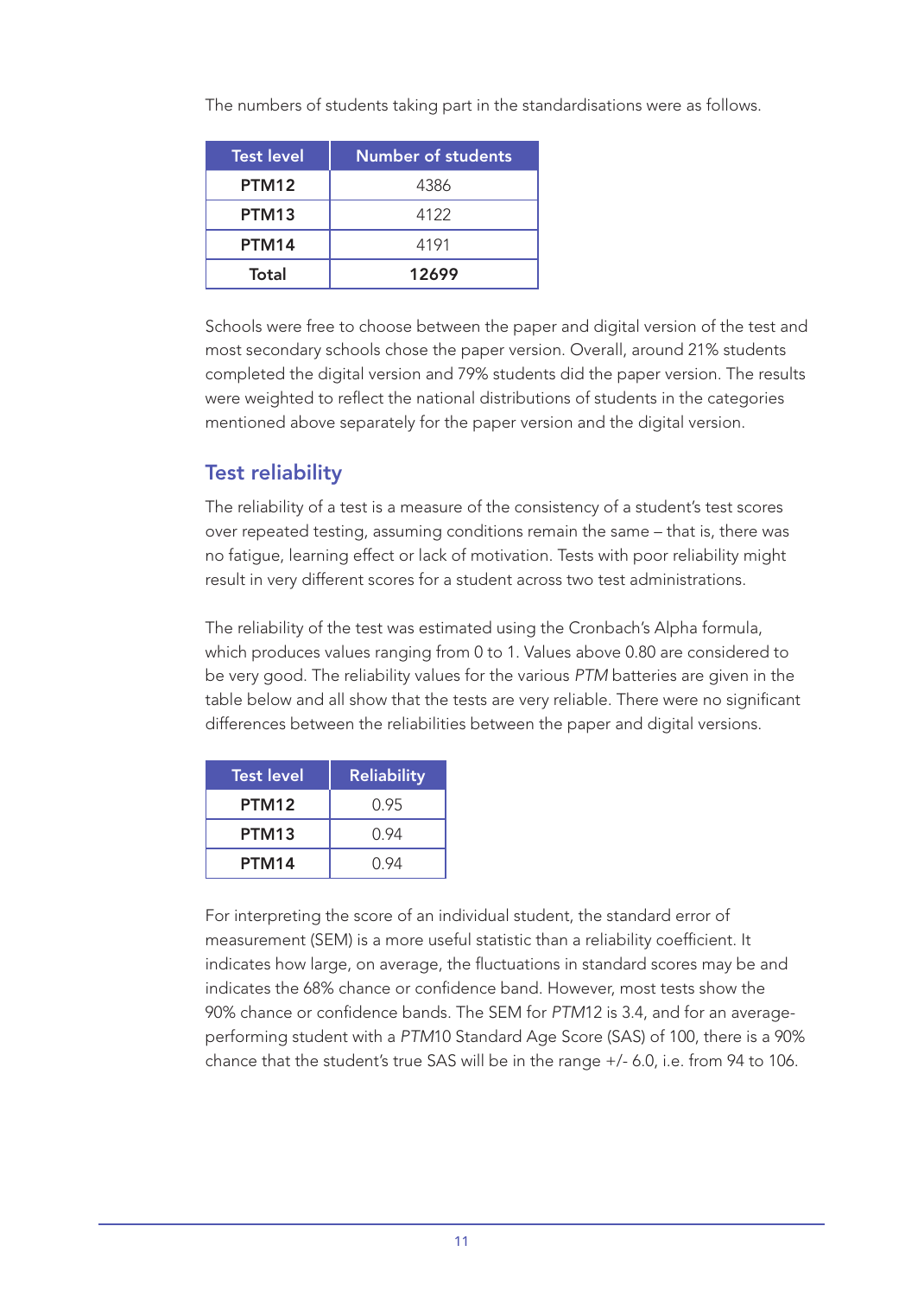The numbers of students taking part in the standardisations were as follows.

| Test level | Number of students |
|---|---|
| **PTM12** | 4386 |
| **PTM13** | 4122 |
| **PTM14** | 4191 |
| **Total** | **12699** |

Schools were free to choose between the paper and digital version of the test and most secondary schools chose the paper version. Overall, around 21% students completed the digital version and 79% students did the paper version. The results were weighted to reflect the national distributions of students in the categories mentioned above separately for the paper version and the digital version.

## Test reliability

The reliability of a test is a measure of the consistency of a student's test scores over repeated testing, assuming conditions remain the same – that is, there was no fatigue, learning effect or lack of motivation. Tests with poor reliability might result in very different scores for a student across two test administrations.

The reliability of the test was estimated using the Cronbach's Alpha formula, which produces values ranging from 0 to 1. Values above 0.80 are considered to be very good. The reliability values for the various *PTM* batteries are given in the table below and all show that the tests are very reliable. There were no significant differences between the reliabilities between the paper and digital versions.

| Test level | Reliability |
|---|---|
| **PTM12** | 0.95 |
| **PTM13** | 0.94 |
| **PTM14** | 0.94 |

For interpreting the score of an individual student, the standard error of measurement (SEM) is a more useful statistic than a reliability coefficient. It indicates how large, on average, the fluctuations in standard scores may be and indicates the 68% chance or confidence band. However, most tests show the 90% chance or confidence bands. The SEM for *PTM*12 is 3.4, and for an average-performing student with a *PTM*10 Standard Age Score (SAS) of 100, there is a 90% chance that the student's true SAS will be in the range +/- 6.0, i.e. from 94 to 106.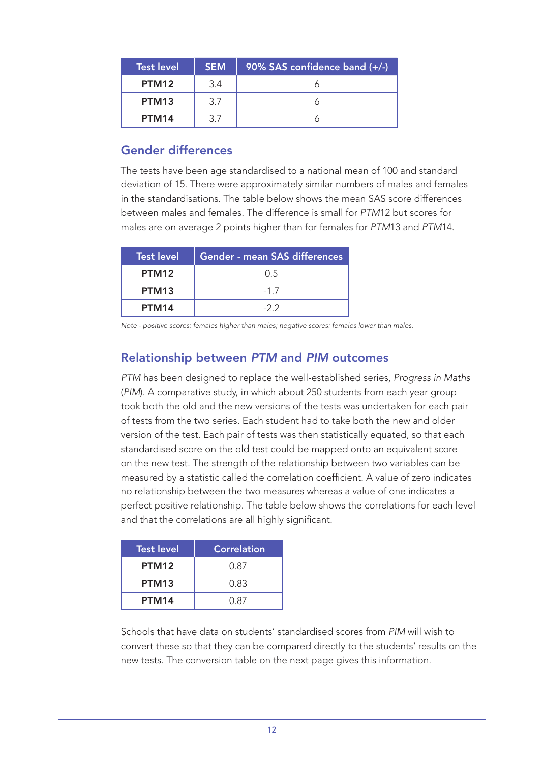| Test level | SEM | 90% SAS confidence band (+/-) |
|---|---|---|
| **PTM12** | 3.4 | 6 |
| **PTM13** | 3.7 | 6 |
| **PTM14** | 3.7 | 6 |

## Gender differences

The tests have been age standardised to a national mean of 100 and standard deviation of 15. There were approximately similar numbers of males and females in the standardisations. The table below shows the mean SAS score differences between males and females. The difference is small for *PTM*12 but scores for males are on average 2 points higher than for females for *PTM*13 and *PTM*14.

| Test level | Gender - mean SAS differences |
|---|---|
| **PTM12** | 0.5 |
| **PTM13** | -1.7 |
| **PTM14** | -2.2 |

*Note - positive scores: females higher than males; negative scores: females lower than males.*

## Relationship between *PTM* and *PIM* outcomes

*PTM* has been designed to replace the well-established series, *Progress in Maths* (*PIM*). A comparative study, in which about 250 students from each year group took both the old and the new versions of the tests was undertaken for each pair of tests from the two series. Each student had to take both the new and older version of the test. Each pair of tests was then statistically equated, so that each standardised score on the old test could be mapped onto an equivalent score on the new test. The strength of the relationship between two variables can be measured by a statistic called the correlation coefficient. A value of zero indicates no relationship between the two measures whereas a value of one indicates a perfect positive relationship. The table below shows the correlations for each level and that the correlations are all highly significant.

| Test level | Correlation |
|---|---|
| **PTM12** | 0.87 |
| **PTM13** | 0.83 |
| **PTM14** | 0.87 |

Schools that have data on students' standardised scores from *PIM* will wish to convert these so that they can be compared directly to the students' results on the new tests. The conversion table on the next page gives this information.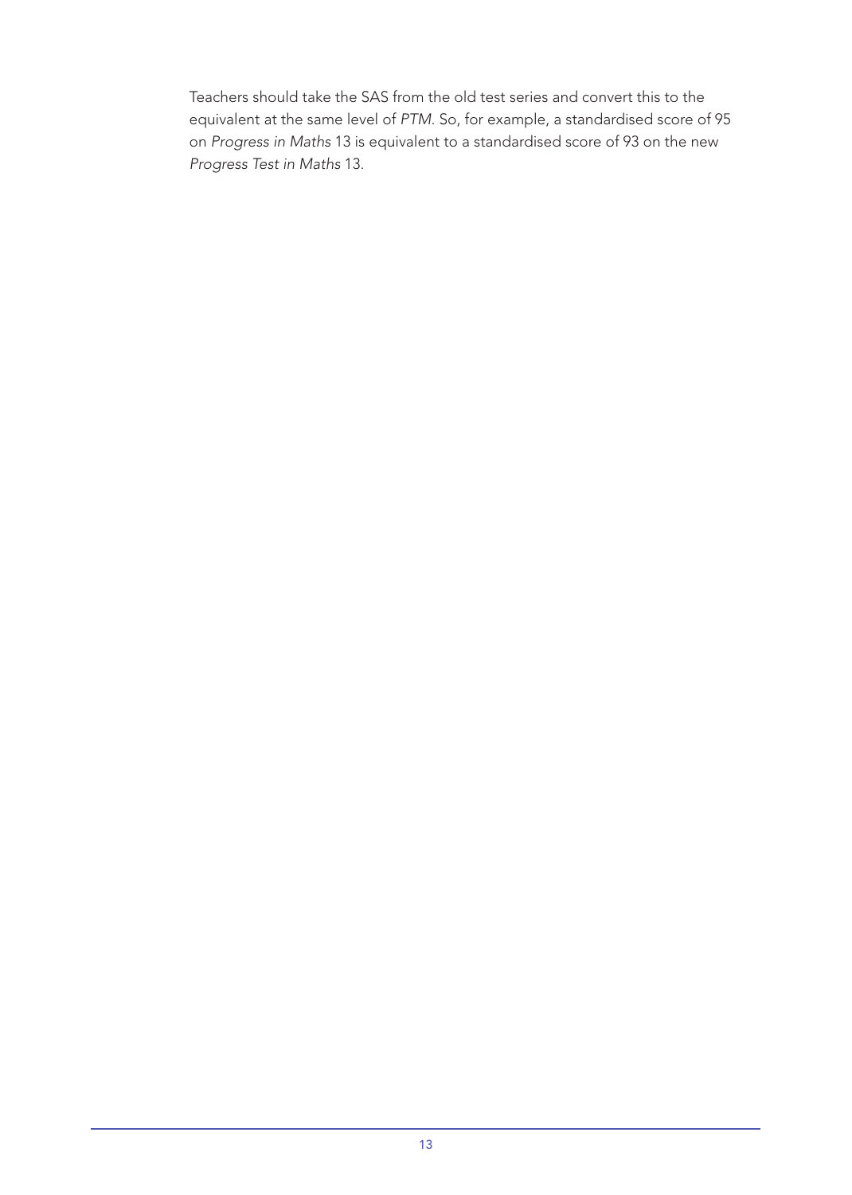Teachers should take the SAS from the old test series and convert this to the equivalent at the same level of *PTM*. So, for example, a standardised score of 95 on *Progress in Maths* 13 is equivalent to a standardised score of 93 on the new *Progress Test in Maths* 13.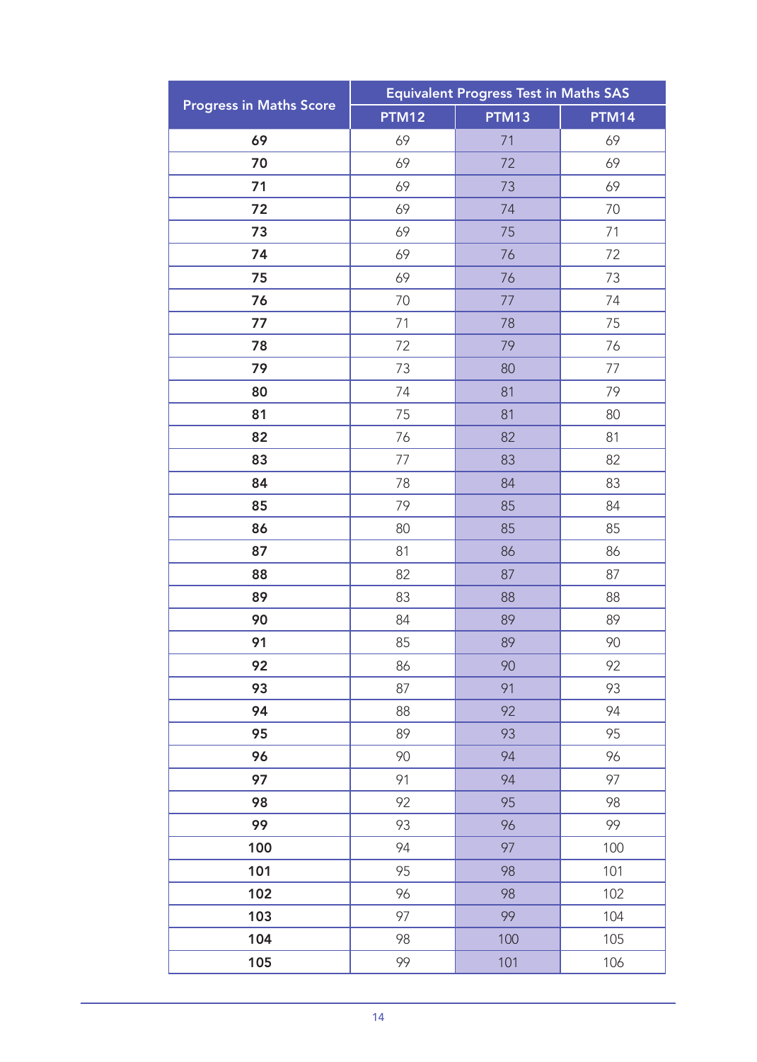| Progress in Maths Score | Equivalent Progress Test in Maths SAS | | |
|---|---|---|---|
| | PTM12 | PTM13 | PTM14 |
| **69** | 69 | 71 | 69 |
| **70** | 69 | 72 | 69 |
| **71** | 69 | 73 | 69 |
| **72** | 69 | 74 | 70 |
| **73** | 69 | 75 | 71 |
| **74** | 69 | 76 | 72 |
| **75** | 69 | 76 | 73 |
| **76** | 70 | 77 | 74 |
| **77** | 71 | 78 | 75 |
| **78** | 72 | 79 | 76 |
| **79** | 73 | 80 | 77 |
| **80** | 74 | 81 | 79 |
| **81** | 75 | 81 | 80 |
| **82** | 76 | 82 | 81 |
| **83** | 77 | 83 | 82 |
| **84** | 78 | 84 | 83 |
| **85** | 79 | 85 | 84 |
| **86** | 80 | 85 | 85 |
| **87** | 81 | 86 | 86 |
| **88** | 82 | 87 | 87 |
| **89** | 83 | 88 | 88 |
| **90** | 84 | 89 | 89 |
| **91** | 85 | 89 | 90 |
| **92** | 86 | 90 | 92 |
| **93** | 87 | 91 | 93 |
| **94** | 88 | 92 | 94 |
| **95** | 89 | 93 | 95 |
| **96** | 90 | 94 | 96 |
| **97** | 91 | 94 | 97 |
| **98** | 92 | 95 | 98 |
| **99** | 93 | 96 | 99 |
| **100** | 94 | 97 | 100 |
| **101** | 95 | 98 | 101 |
| **102** | 96 | 98 | 102 |
| **103** | 97 | 99 | 104 |
| **104** | 98 | 100 | 105 |
| **105** | 99 | 101 | 106 |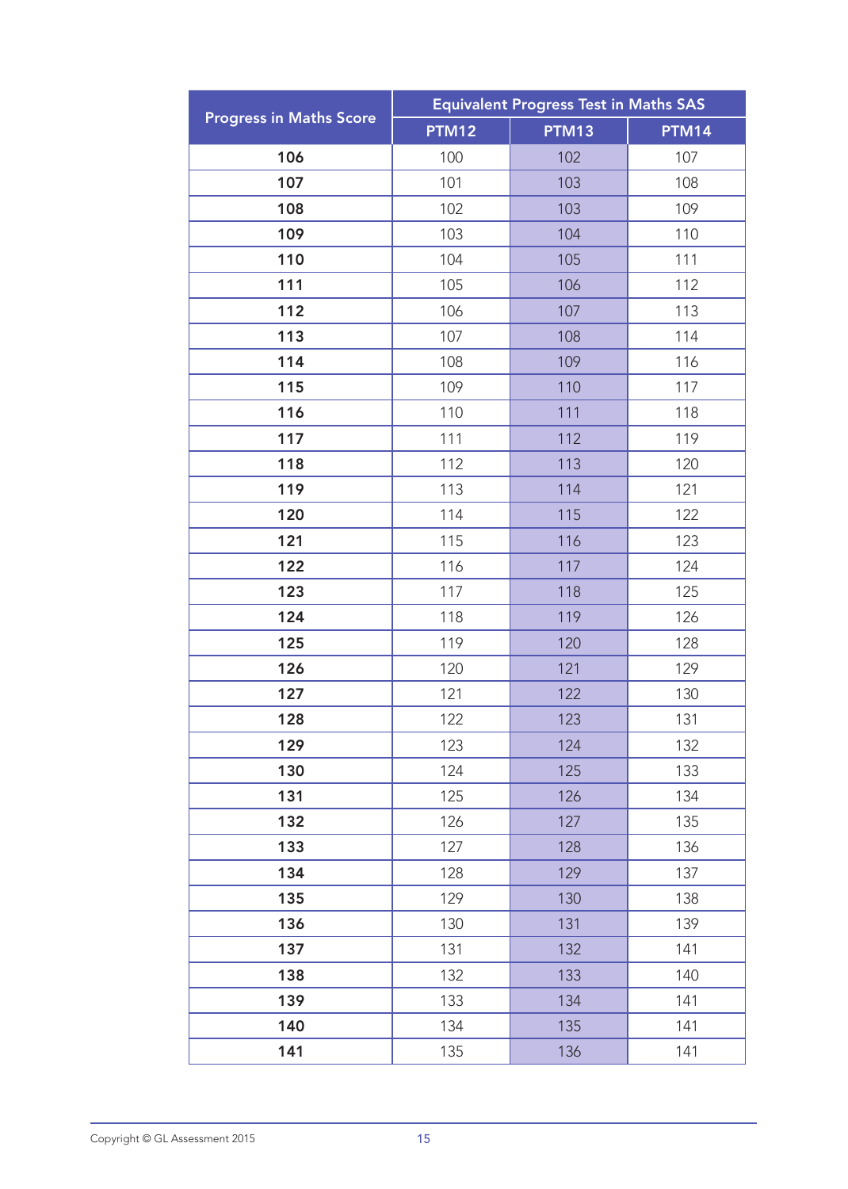| Progress in Maths Score | Equivalent Progress Test in Maths SAS | | |
|---|---|---|---|
| | PTM12 | PTM13 | PTM14 |
| **106** | 100 | 102 | 107 |
| **107** | 101 | 103 | 108 |
| **108** | 102 | 103 | 109 |
| **109** | 103 | 104 | 110 |
| **110** | 104 | 105 | 111 |
| **111** | 105 | 106 | 112 |
| **112** | 106 | 107 | 113 |
| **113** | 107 | 108 | 114 |
| **114** | 108 | 109 | 116 |
| **115** | 109 | 110 | 117 |
| **116** | 110 | 111 | 118 |
| **117** | 111 | 112 | 119 |
| **118** | 112 | 113 | 120 |
| **119** | 113 | 114 | 121 |
| **120** | 114 | 115 | 122 |
| **121** | 115 | 116 | 123 |
| **122** | 116 | 117 | 124 |
| **123** | 117 | 118 | 125 |
| **124** | 118 | 119 | 126 |
| **125** | 119 | 120 | 128 |
| **126** | 120 | 121 | 129 |
| **127** | 121 | 122 | 130 |
| **128** | 122 | 123 | 131 |
| **129** | 123 | 124 | 132 |
| **130** | 124 | 125 | 133 |
| **131** | 125 | 126 | 134 |
| **132** | 126 | 127 | 135 |
| **133** | 127 | 128 | 136 |
| **134** | 128 | 129 | 137 |
| **135** | 129 | 130 | 138 |
| **136** | 130 | 131 | 139 |
| **137** | 131 | 132 | 141 |
| **138** | 132 | 133 | 140 |
| **139** | 133 | 134 | 141 |
| **140** | 134 | 135 | 141 |
| **141** | 135 | 136 | 141 |

Copyright © GL Assessment 2015